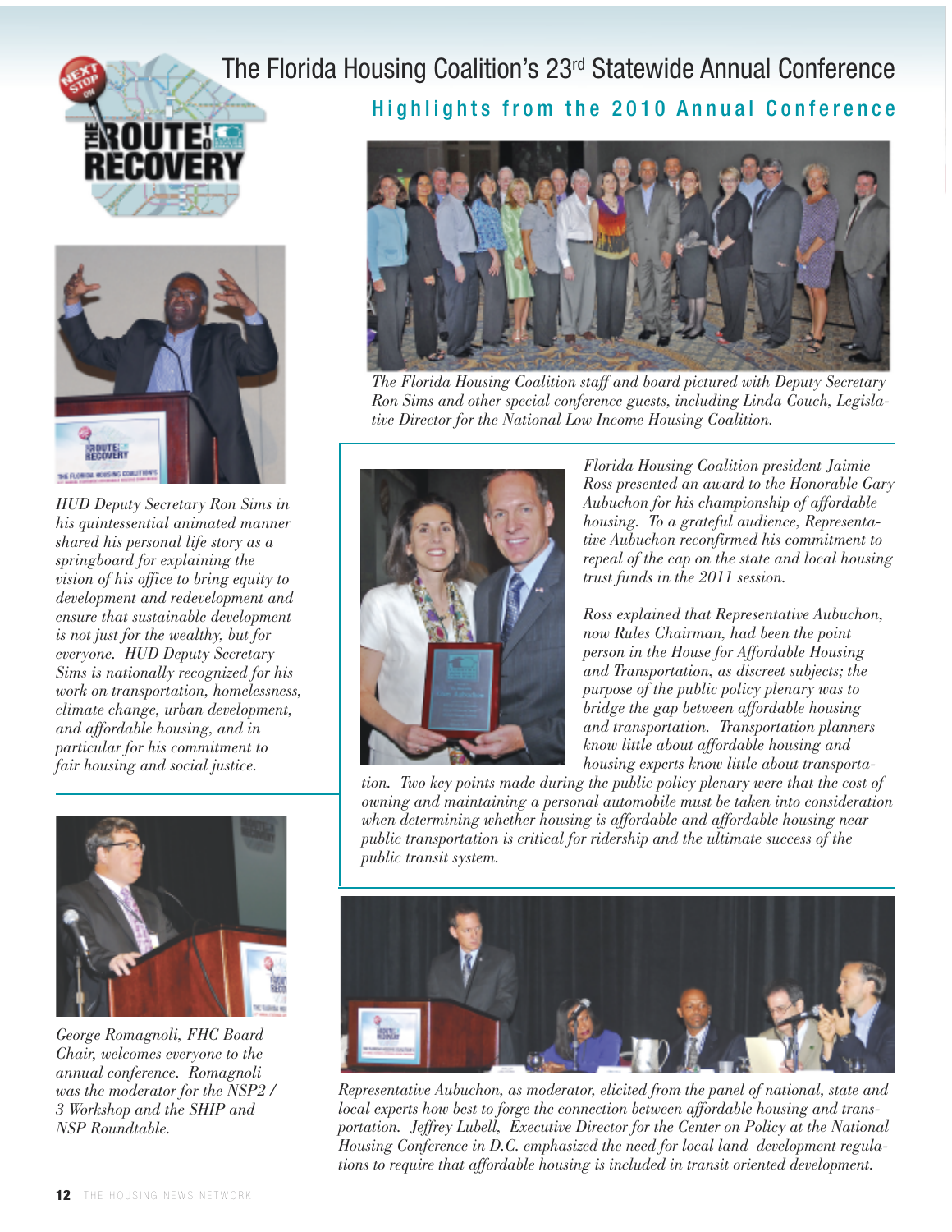# The Florida Housing Coalition's 23rd Statewide Annual Conference

## Highlights from the 2010 Annual Conference

*The Florida Housing Coalition staff and board pictured with Deputy Secretary Ron Sims and other special conference guests, including Linda Couch, Legislative Director for the National Low Income Housing Coalition.*

*HUD Deputy Secretary Ron Sims in his quintessential animated manner shared his personal life story as a springboard for explaining the vision of his office to bring equity to development and redevelopment and ensure that sustainable development is not just for the wealthy, but for everyone. HUD Deputy Secretary Sims is nationally recognized for his work on transportation, homelessness, climate change, urban development, and affordable housing, and in particular for his commitment to fair housing and social justice.*

*Florida Housing Coalition president Jaimie Ross presented an award to the Honorable Gary Aubuchon for his championship of affordable housing. To a grateful audience, Representative Aubuchon reconfirmed his commitment to repeal of the cap on the state and local housing trust funds in the 2011 session.*

*Ross explained that Representative Aubuchon, now Rules Chairman, had been the point person in the House for Affordable Housing and Transportation, as discreet subjects; the purpose of the public policy plenary was to bridge the gap between affordable housing and transportation. Transportation planners know little about affordable housing and housing experts know little about transportation. Two key points made during the public policy plenary were that the cost of owning and maintaining a personal automobile must be taken into consideration when determining whether housing is affordable and affordable housing near public transportation is critical for ridership and the ultimate success of the public transit system.*

*George Romagnoli, FHC Board Chair, welcomes everyone to the annual conference. Romagnoli was the moderator for the NSP2 / 3 Workshop and the SHIP and NSP Roundtable.*

*Representative Aubuchon, as moderator, elicited from the panel of national, state and local experts how best to forge the connection between affordable housing and transportation. Jeffrey Lubell, Executive Director for the Center on Policy at the National Housing Conference in D.C. emphasized the need for local land development regulations to require that affordable housing is included in transit oriented development.*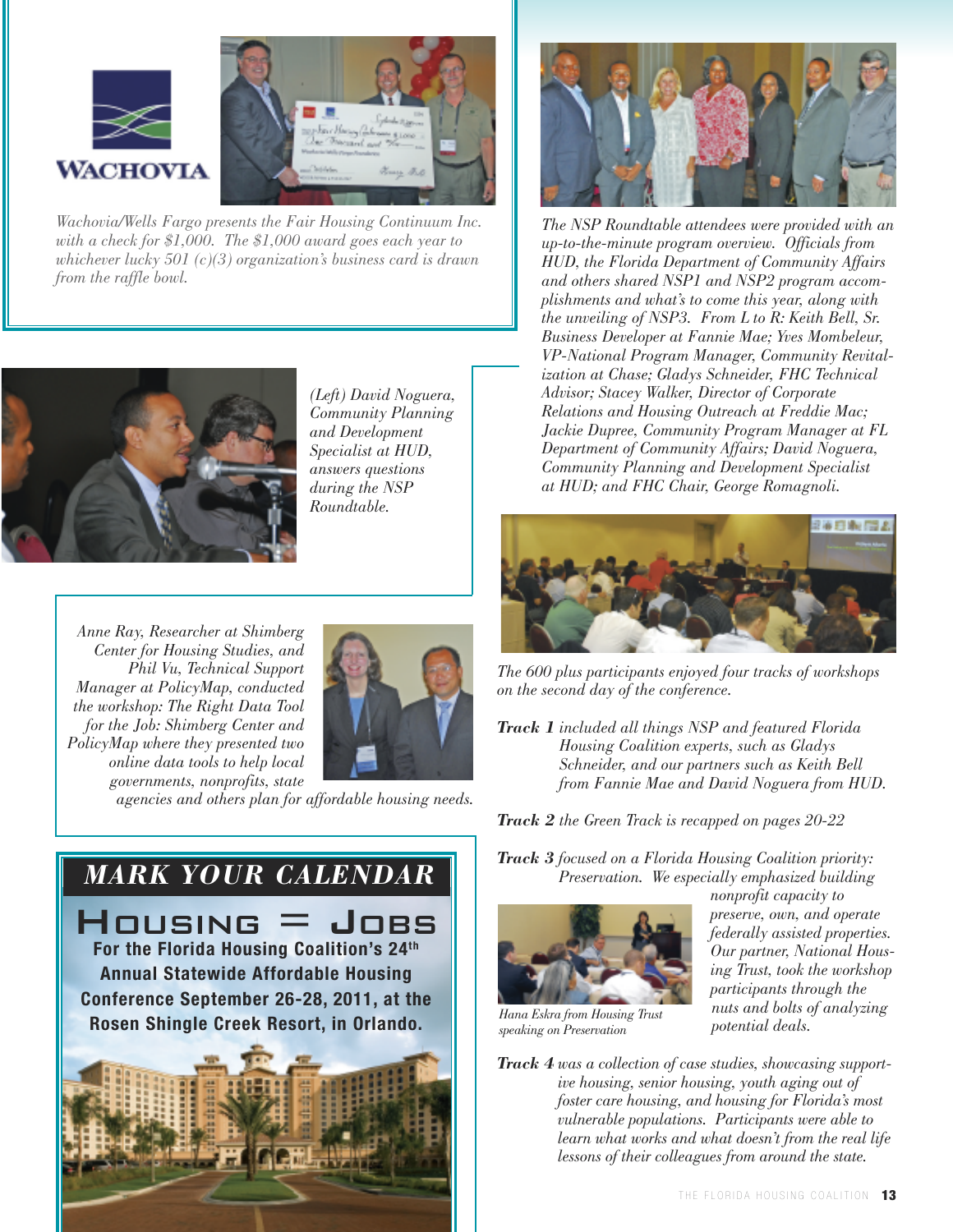WACHOVIA

*Wachovia/Wells Fargo presents the Fair Housing Continuum Inc. with a check for $1,000. The $1,000 award goes each year to whichever lucky 501 (c)(3) organization's business card is drawn from the raffle bowl.*

*(Left) David Noguera, Community Planning and Development Specialist at HUD, answers questions during the NSP Roundtable.*

*Anne Ray, Researcher at Shimberg Center for Housing Studies, and Phil Vu, Technical Support Manager at PolicyMap, conducted the workshop: The Right Data Tool for the Job: Shimberg Center and PolicyMap where they presented two online data tools to help local governments, nonprofits, state agencies and others plan for affordable housing needs.*

## MARK YOUR CALENDAR

# HOUSING = JOBS

**For the Florida Housing Coalition's 24th Annual Statewide Affordable Housing Conference September 26-28, 2011, at the Rosen Shingle Creek Resort, in Orlando.**

*The NSP Roundtable attendees were provided with an up-to-the-minute program overview. Officials from HUD, the Florida Department of Community Affairs and others shared NSP1 and NSP2 program accomplishments and what's to come this year, along with the unveiling of NSP3. From L to R: Keith Bell, Sr. Business Developer at Fannie Mae; Yves Mombeleur, VP-National Program Manager, Community Revitalization at Chase; Gladys Schneider, FHC Technical Advisor; Stacey Walker, Director of Corporate Relations and Housing Outreach at Freddie Mac; Jackie Dupree, Community Program Manager at FL Department of Community Affairs; David Noguera, Community Planning and Development Specialist at HUD; and FHC Chair, George Romagnoli.*

*The 600 plus participants enjoyed four tracks of workshops on the second day of the conference.*

***Track 1*** *included all things NSP and featured Florida Housing Coalition experts, such as Gladys Schneider, and our partners such as Keith Bell from Fannie Mae and David Noguera from HUD.*

***Track 2*** *the Green Track is recapped on pages 20-22*

***Track 3*** *focused on a Florida Housing Coalition priority: Preservation. We especially emphasized building nonprofit capacity to preserve, own, and operate federally assisted properties. Our partner, National Housing Trust, took the workshop participants through the nuts and bolts of analyzing potential deals.*

*Hana Eskra from Housing Trust speaking on Preservation*

***Track 4*** *was a collection of case studies, showcasing supportive housing, senior housing, youth aging out of foster care housing, and housing for Florida's most vulnerable populations. Participants were able to learn what works and what doesn't from the real life lessons of their colleagues from around the state.*